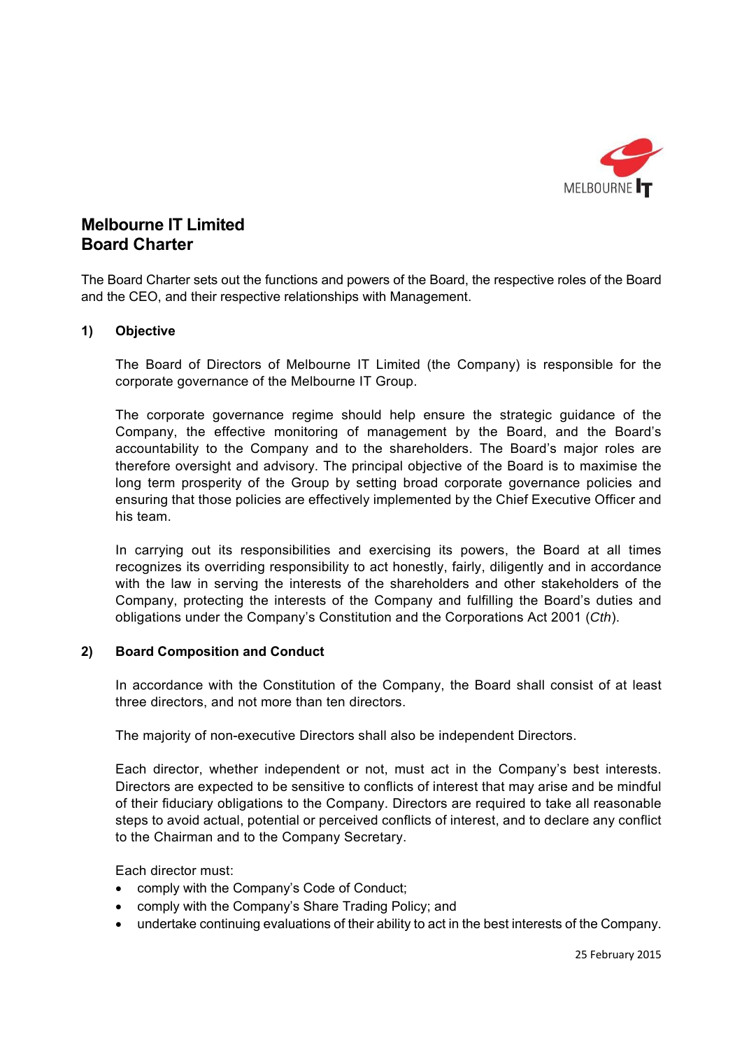# Melbourne IT Limited
# Board Charter

The Board Charter sets out the functions and powers of the Board, the respective roles of the Board and the CEO, and their respective relationships with Management.

## 1) Objective

The Board of Directors of Melbourne IT Limited (the Company) is responsible for the corporate governance of the Melbourne IT Group.

The corporate governance regime should help ensure the strategic guidance of the Company, the effective monitoring of management by the Board, and the Board's accountability to the Company and to the shareholders. The Board's major roles are therefore oversight and advisory. The principal objective of the Board is to maximise the long term prosperity of the Group by setting broad corporate governance policies and ensuring that those policies are effectively implemented by the Chief Executive Officer and his team.

In carrying out its responsibilities and exercising its powers, the Board at all times recognizes its overriding responsibility to act honestly, fairly, diligently and in accordance with the law in serving the interests of the shareholders and other stakeholders of the Company, protecting the interests of the Company and fulfilling the Board's duties and obligations under the Company's Constitution and the Corporations Act 2001 (*Cth*).

## 2) Board Composition and Conduct

In accordance with the Constitution of the Company, the Board shall consist of at least three directors, and not more than ten directors.

The majority of non-executive Directors shall also be independent Directors.

Each director, whether independent or not, must act in the Company's best interests. Directors are expected to be sensitive to conflicts of interest that may arise and be mindful of their fiduciary obligations to the Company. Directors are required to take all reasonable steps to avoid actual, potential or perceived conflicts of interest, and to declare any conflict to the Chairman and to the Company Secretary.

Each director must:

- comply with the Company's Code of Conduct;
- comply with the Company's Share Trading Policy; and
- undertake continuing evaluations of their ability to act in the best interests of the Company.

25 February 2015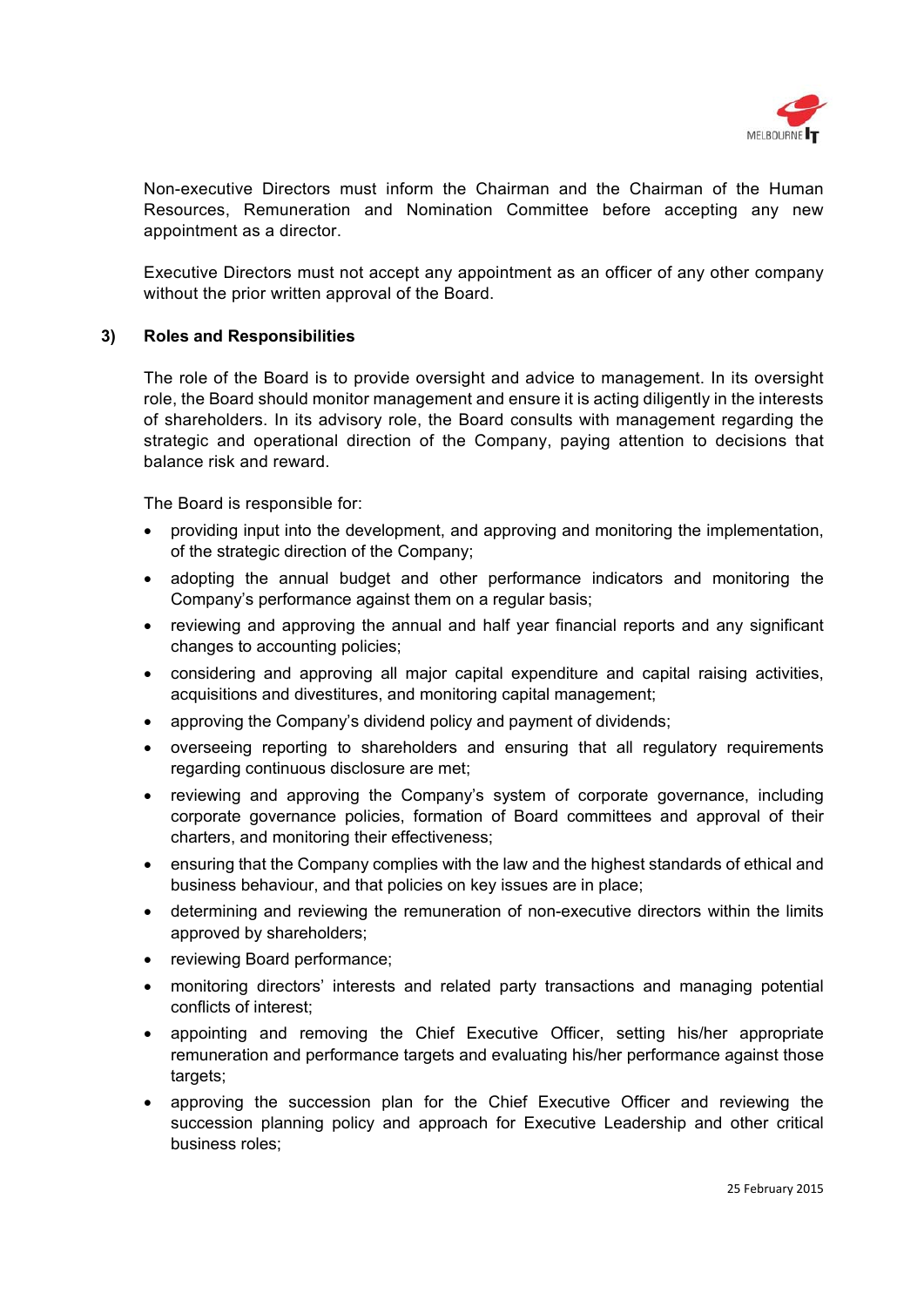Non-executive Directors must inform the Chairman and the Chairman of the Human Resources, Remuneration and Nomination Committee before accepting any new appointment as a director.

Executive Directors must not accept any appointment as an officer of any other company without the prior written approval of the Board.

## 3) Roles and Responsibilities

The role of the Board is to provide oversight and advice to management. In its oversight role, the Board should monitor management and ensure it is acting diligently in the interests of shareholders. In its advisory role, the Board consults with management regarding the strategic and operational direction of the Company, paying attention to decisions that balance risk and reward.

The Board is responsible for:

- providing input into the development, and approving and monitoring the implementation, of the strategic direction of the Company;
- adopting the annual budget and other performance indicators and monitoring the Company's performance against them on a regular basis;
- reviewing and approving the annual and half year financial reports and any significant changes to accounting policies;
- considering and approving all major capital expenditure and capital raising activities, acquisitions and divestitures, and monitoring capital management;
- approving the Company's dividend policy and payment of dividends;
- overseeing reporting to shareholders and ensuring that all regulatory requirements regarding continuous disclosure are met;
- reviewing and approving the Company's system of corporate governance, including corporate governance policies, formation of Board committees and approval of their charters, and monitoring their effectiveness;
- ensuring that the Company complies with the law and the highest standards of ethical and business behaviour, and that policies on key issues are in place;
- determining and reviewing the remuneration of non-executive directors within the limits approved by shareholders;
- reviewing Board performance;
- monitoring directors' interests and related party transactions and managing potential conflicts of interest;
- appointing and removing the Chief Executive Officer, setting his/her appropriate remuneration and performance targets and evaluating his/her performance against those targets;
- approving the succession plan for the Chief Executive Officer and reviewing the succession planning policy and approach for Executive Leadership and other critical business roles;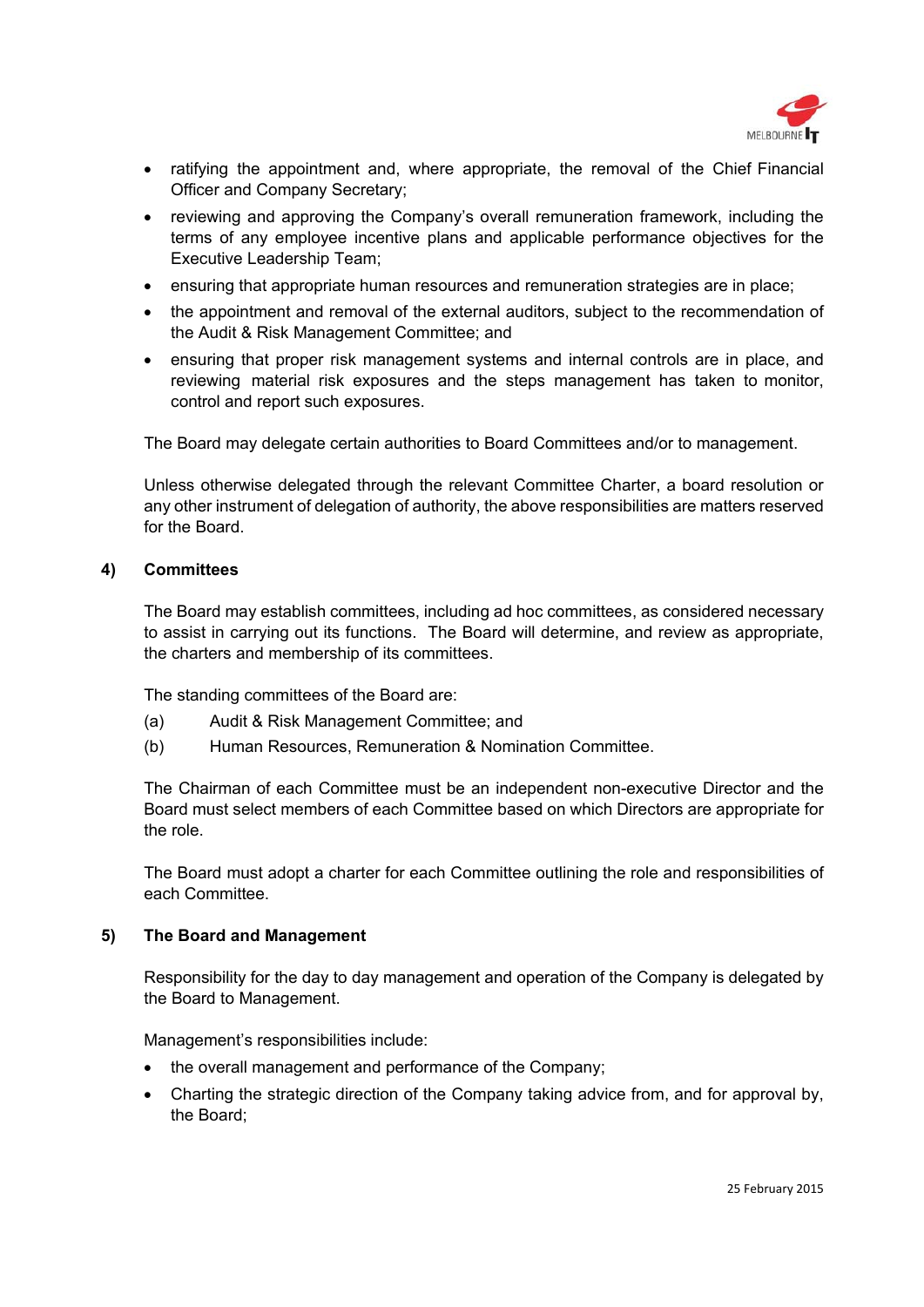- ratifying the appointment and, where appropriate, the removal of the Chief Financial Officer and Company Secretary;
- reviewing and approving the Company's overall remuneration framework, including the terms of any employee incentive plans and applicable performance objectives for the Executive Leadership Team;
- ensuring that appropriate human resources and remuneration strategies are in place;
- the appointment and removal of the external auditors, subject to the recommendation of the Audit & Risk Management Committee; and
- ensuring that proper risk management systems and internal controls are in place, and reviewing material risk exposures and the steps management has taken to monitor, control and report such exposures.

The Board may delegate certain authorities to Board Committees and/or to management.

Unless otherwise delegated through the relevant Committee Charter, a board resolution or any other instrument of delegation of authority, the above responsibilities are matters reserved for the Board.

## 4) Committees

The Board may establish committees, including ad hoc committees, as considered necessary to assist in carrying out its functions. The Board will determine, and review as appropriate, the charters and membership of its committees.

The standing committees of the Board are:

(a) Audit & Risk Management Committee; and

(b) Human Resources, Remuneration & Nomination Committee.

The Chairman of each Committee must be an independent non-executive Director and the Board must select members of each Committee based on which Directors are appropriate for the role.

The Board must adopt a charter for each Committee outlining the role and responsibilities of each Committee.

## 5) The Board and Management

Responsibility for the day to day management and operation of the Company is delegated by the Board to Management.

Management's responsibilities include:

- the overall management and performance of the Company;
- Charting the strategic direction of the Company taking advice from, and for approval by, the Board;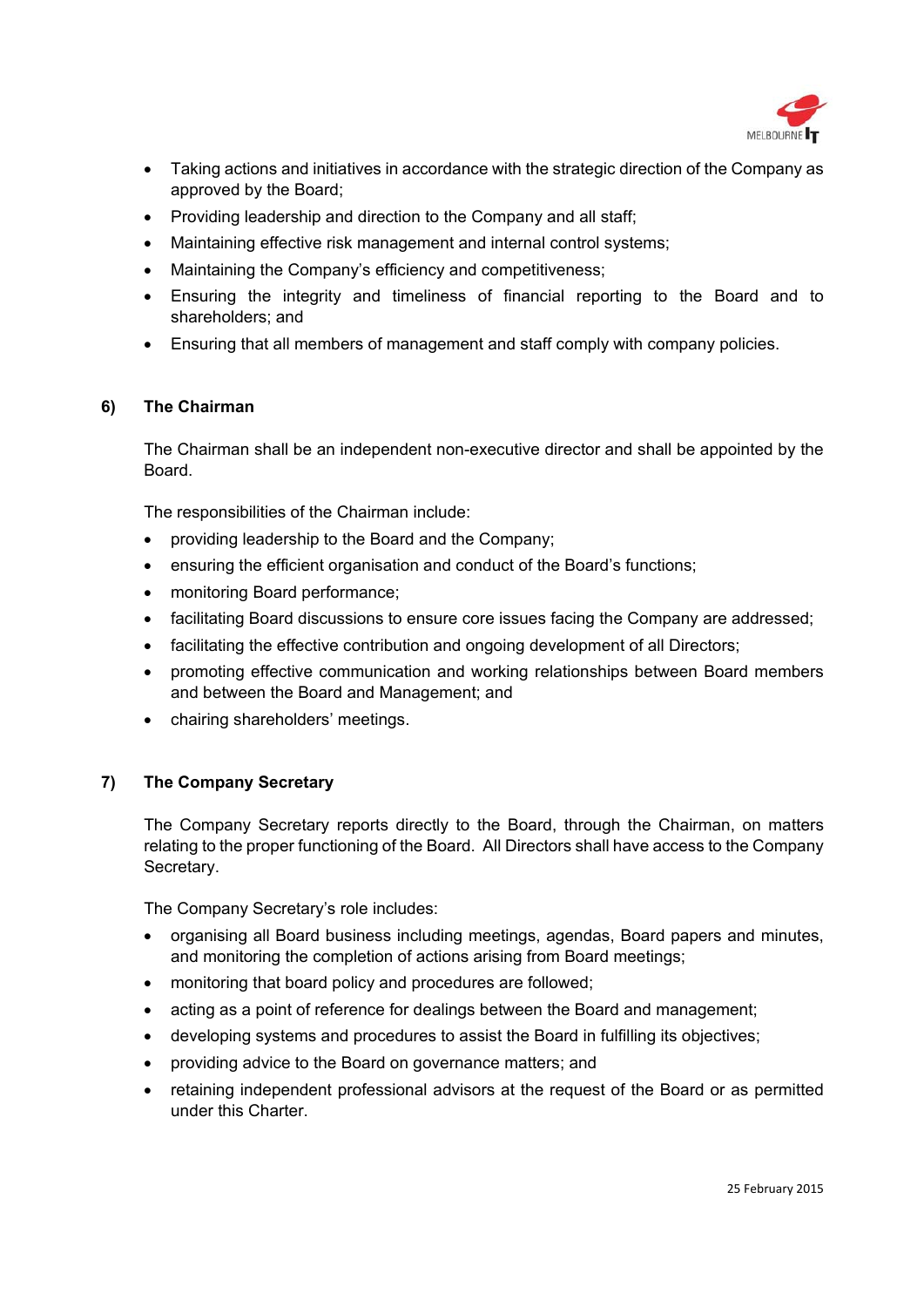- Taking actions and initiatives in accordance with the strategic direction of the Company as approved by the Board;
- Providing leadership and direction to the Company and all staff;
- Maintaining effective risk management and internal control systems;
- Maintaining the Company's efficiency and competitiveness;
- Ensuring the integrity and timeliness of financial reporting to the Board and to shareholders; and
- Ensuring that all members of management and staff comply with company policies.

### 6) The Chairman

The Chairman shall be an independent non-executive director and shall be appointed by the Board.

The responsibilities of the Chairman include:

- providing leadership to the Board and the Company;
- ensuring the efficient organisation and conduct of the Board's functions;
- monitoring Board performance;
- facilitating Board discussions to ensure core issues facing the Company are addressed;
- facilitating the effective contribution and ongoing development of all Directors;
- promoting effective communication and working relationships between Board members and between the Board and Management; and
- chairing shareholders' meetings.

### 7) The Company Secretary

The Company Secretary reports directly to the Board, through the Chairman, on matters relating to the proper functioning of the Board. All Directors shall have access to the Company Secretary.

The Company Secretary's role includes:

- organising all Board business including meetings, agendas, Board papers and minutes, and monitoring the completion of actions arising from Board meetings;
- monitoring that board policy and procedures are followed;
- acting as a point of reference for dealings between the Board and management;
- developing systems and procedures to assist the Board in fulfilling its objectives;
- providing advice to the Board on governance matters; and
- retaining independent professional advisors at the request of the Board or as permitted under this Charter.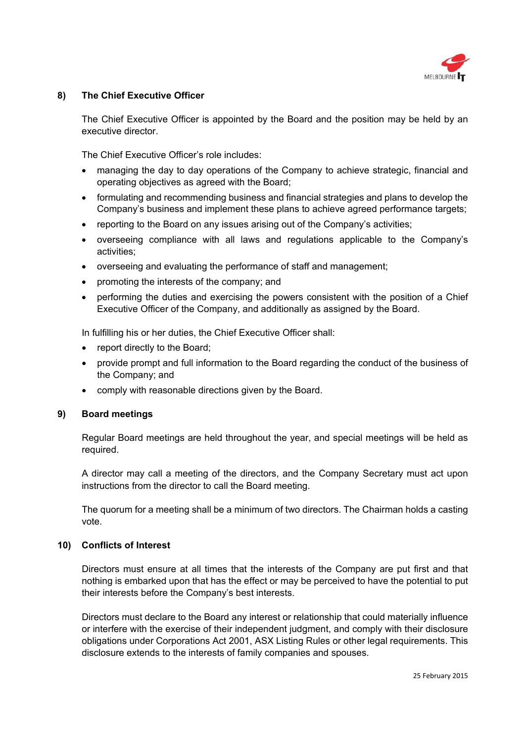## 8) The Chief Executive Officer

The Chief Executive Officer is appointed by the Board and the position may be held by an executive director.

The Chief Executive Officer's role includes:

- managing the day to day operations of the Company to achieve strategic, financial and operating objectives as agreed with the Board;
- formulating and recommending business and financial strategies and plans to develop the Company's business and implement these plans to achieve agreed performance targets;
- reporting to the Board on any issues arising out of the Company's activities;
- overseeing compliance with all laws and regulations applicable to the Company's activities;
- overseeing and evaluating the performance of staff and management;
- promoting the interests of the company; and
- performing the duties and exercising the powers consistent with the position of a Chief Executive Officer of the Company, and additionally as assigned by the Board.

In fulfilling his or her duties, the Chief Executive Officer shall:

- report directly to the Board;
- provide prompt and full information to the Board regarding the conduct of the business of the Company; and
- comply with reasonable directions given by the Board.

## 9) Board meetings

Regular Board meetings are held throughout the year, and special meetings will be held as required.

A director may call a meeting of the directors, and the Company Secretary must act upon instructions from the director to call the Board meeting.

The quorum for a meeting shall be a minimum of two directors. The Chairman holds a casting vote.

## 10) Conflicts of Interest

Directors must ensure at all times that the interests of the Company are put first and that nothing is embarked upon that has the effect or may be perceived to have the potential to put their interests before the Company's best interests.

Directors must declare to the Board any interest or relationship that could materially influence or interfere with the exercise of their independent judgment, and comply with their disclosure obligations under Corporations Act 2001, ASX Listing Rules or other legal requirements. This disclosure extends to the interests of family companies and spouses.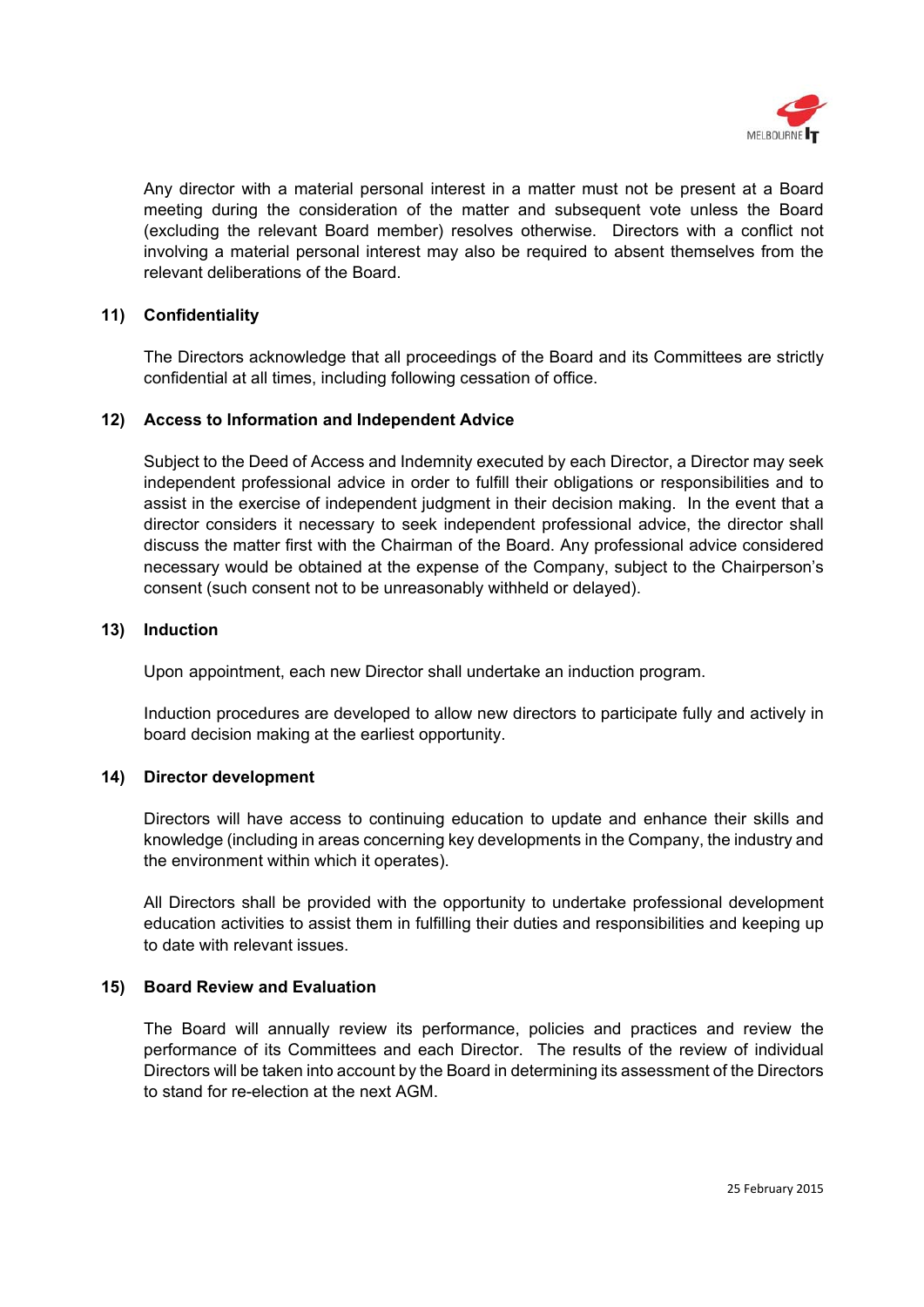Any director with a material personal interest in a matter must not be present at a Board meeting during the consideration of the matter and subsequent vote unless the Board (excluding the relevant Board member) resolves otherwise. Directors with a conflict not involving a material personal interest may also be required to absent themselves from the relevant deliberations of the Board.

### 11) Confidentiality

The Directors acknowledge that all proceedings of the Board and its Committees are strictly confidential at all times, including following cessation of office.

### 12) Access to Information and Independent Advice

Subject to the Deed of Access and Indemnity executed by each Director, a Director may seek independent professional advice in order to fulfill their obligations or responsibilities and to assist in the exercise of independent judgment in their decision making. In the event that a director considers it necessary to seek independent professional advice, the director shall discuss the matter first with the Chairman of the Board. Any professional advice considered necessary would be obtained at the expense of the Company, subject to the Chairperson's consent (such consent not to be unreasonably withheld or delayed).

### 13) Induction

Upon appointment, each new Director shall undertake an induction program.

Induction procedures are developed to allow new directors to participate fully and actively in board decision making at the earliest opportunity.

### 14) Director development

Directors will have access to continuing education to update and enhance their skills and knowledge (including in areas concerning key developments in the Company, the industry and the environment within which it operates).

All Directors shall be provided with the opportunity to undertake professional development education activities to assist them in fulfilling their duties and responsibilities and keeping up to date with relevant issues.

### 15) Board Review and Evaluation

The Board will annually review its performance, policies and practices and review the performance of its Committees and each Director. The results of the review of individual Directors will be taken into account by the Board in determining its assessment of the Directors to stand for re-election at the next AGM.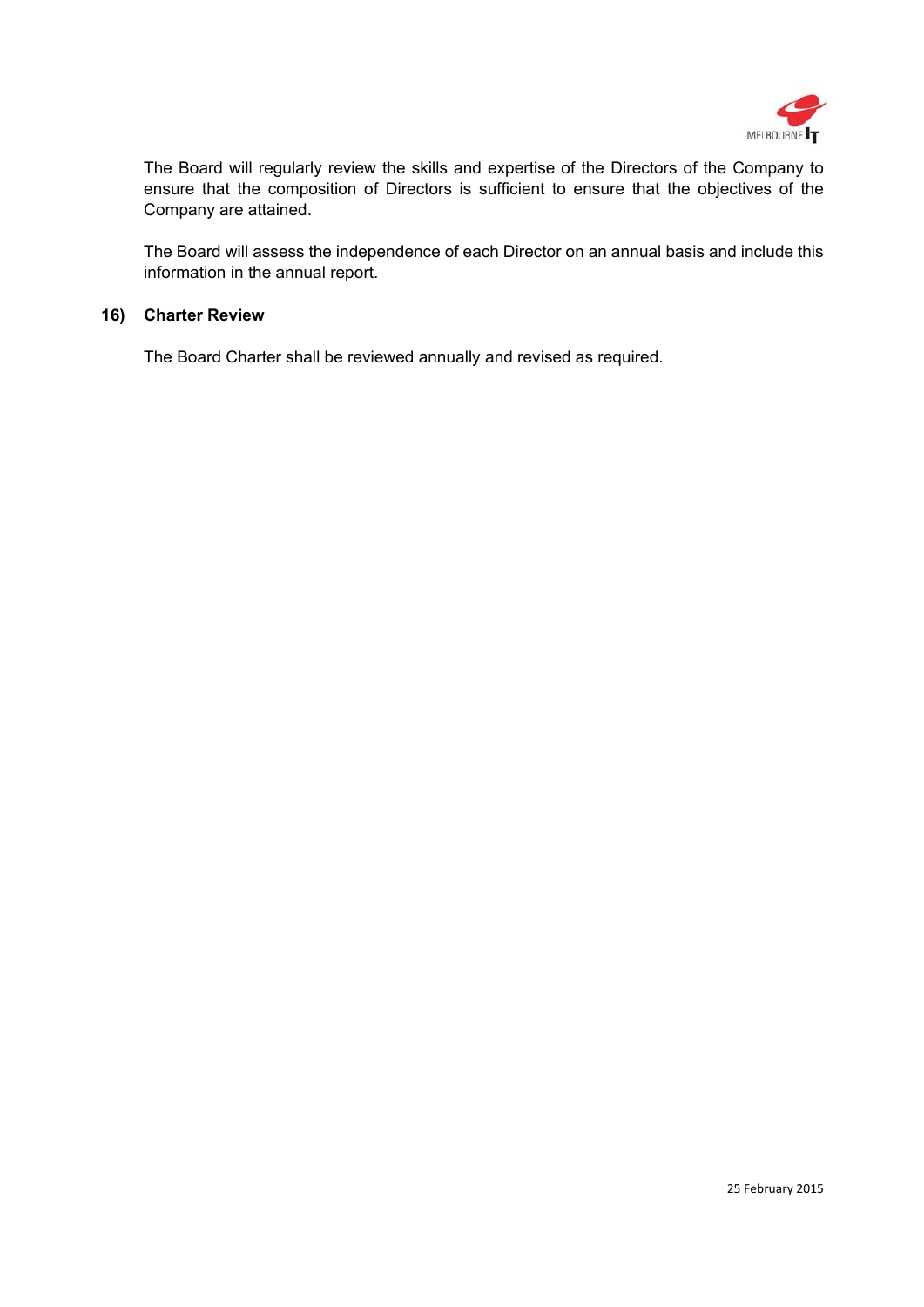The Board will regularly review the skills and expertise of the Directors of the Company to ensure that the composition of Directors is sufficient to ensure that the objectives of the Company are attained.

The Board will assess the independence of each Director on an annual basis and include this information in the annual report.

## 16) Charter Review

The Board Charter shall be reviewed annually and revised as required.

25 February 2015